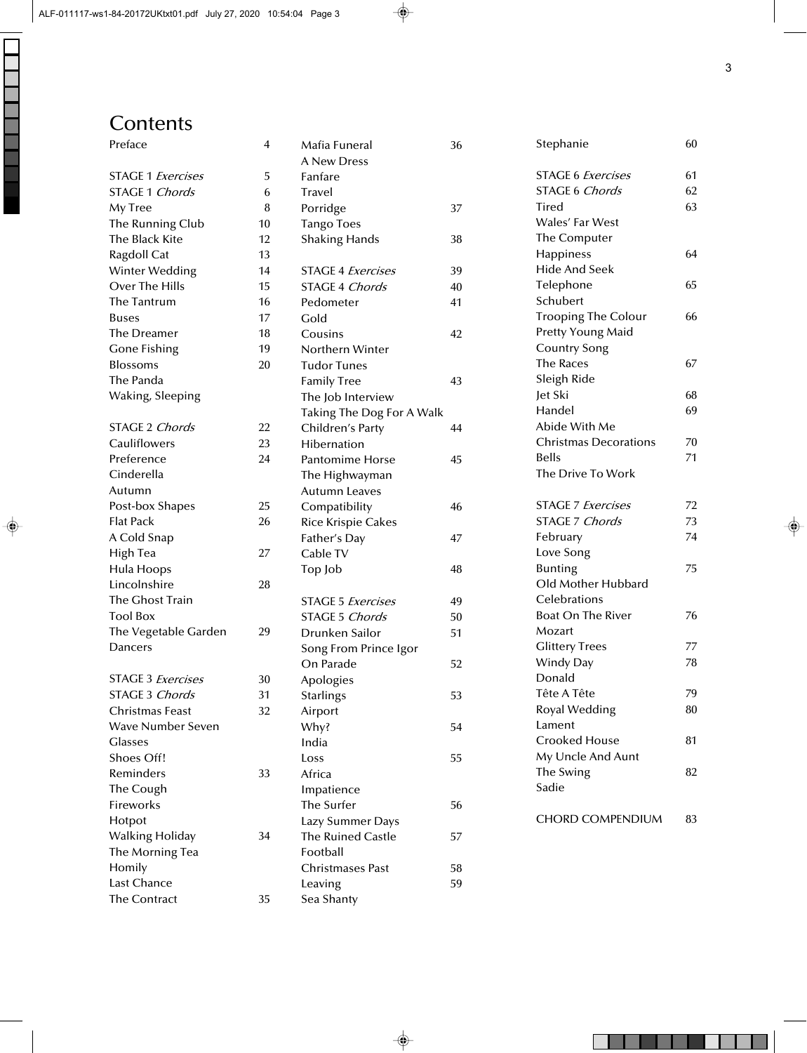# Contents

| | |
|---|---|
| Preface | 4 |
| | |
| STAGE 1 *Exercises* | 5 |
| STAGE 1 *Chords* | 6 |
| My Tree | 8 |
| The Running Club | 10 |
| The Black Kite | 12 |
| Ragdoll Cat | 13 |
| Winter Wedding | 14 |
| Over The Hills | 15 |
| The Tantrum | 16 |
| Buses | 17 |
| The Dreamer | 18 |
| Gone Fishing | 19 |
| Blossoms | 20 |
| The Panda | |
| Waking, Sleeping | |
| | |
| STAGE 2 *Chords* | 22 |
| Cauliflowers | 23 |
| Preference | 24 |
| Cinderella | |
| Autumn | |
| Post-box Shapes | 25 |
| Flat Pack | 26 |
| A Cold Snap | |
| High Tea | 27 |
| Hula Hoops | |
| Lincolnshire | 28 |
| The Ghost Train | |
| Tool Box | |
| The Vegetable Garden | 29 |
| Dancers | |
| | |
| STAGE 3 *Exercises* | 30 |
| STAGE 3 *Chords* | 31 |
| Christmas Feast | 32 |
| Wave Number Seven | |
| Glasses | |
| Shoes Off! | |
| Reminders | 33 |
| The Cough | |
| Fireworks | |
| Hotpot | |
| Walking Holiday | 34 |
| The Morning Tea | |
| Homily | |
| Last Chance | |
| The Contract | 35 |
| Mafia Funeral | 36 |
| A New Dress | |
| Fanfare | |
| Travel | |
| Porridge | 37 |
| Tango Toes | |
| Shaking Hands | 38 |
| | |
| STAGE 4 *Exercises* | 39 |
| STAGE 4 *Chords* | 40 |
| Pedometer | 41 |
| Gold | |
| Cousins | 42 |
| Northern Winter | |
| Tudor Tunes | |
| Family Tree | 43 |
| The Job Interview | |
| Taking The Dog For A Walk | |
| Children's Party | 44 |
| Hibernation | |
| Pantomime Horse | 45 |
| The Highwayman | |
| Autumn Leaves | |
| Compatibility | 46 |
| Rice Krispie Cakes | |
| Father's Day | 47 |
| Cable TV | |
| Top Job | 48 |
| | |
| STAGE 5 *Exercises* | 49 |
| STAGE 5 *Chords* | 50 |
| Drunken Sailor | 51 |
| Song From Prince Igor | |
| On Parade | 52 |
| Apologies | |
| Starlings | 53 |
| Airport | |
| Why? | 54 |
| India | |
| Loss | 55 |
| Africa | |
| Impatience | |
| The Surfer | 56 |
| Lazy Summer Days | |
| The Ruined Castle | 57 |
| Football | |
| Christmases Past | 58 |
| Leaving | 59 |
| Sea Shanty | |
| Stephanie | 60 |
| | |
| STAGE 6 *Exercises* | 61 |
| STAGE 6 *Chords* | 62 |
| Tired | 63 |
| Wales' Far West | |
| The Computer | |
| Happiness | 64 |
| Hide And Seek | |
| Telephone | 65 |
| Schubert | |
| Trooping The Colour | 66 |
| Pretty Young Maid | |
| Country Song | |
| The Races | 67 |
| Sleigh Ride | |
| Jet Ski | 68 |
| Handel | 69 |
| Abide With Me | |
| Christmas Decorations | 70 |
| Bells | 71 |
| The Drive To Work | |
| | |
| STAGE 7 *Exercises* | 72 |
| STAGE 7 *Chords* | 73 |
| February | 74 |
| Love Song | |
| Bunting | 75 |
| Old Mother Hubbard | |
| Celebrations | |
| Boat On The River | 76 |
| Mozart | |
| Glittery Trees | 77 |
| Windy Day | 78 |
| Donald | |
| Tête A Tête | 79 |
| Royal Wedding | 80 |
| Lament | |
| Crooked House | 81 |
| My Uncle And Aunt | |
| The Swing | 82 |
| Sadie | |
| | |
| CHORD COMPENDIUM | 83 |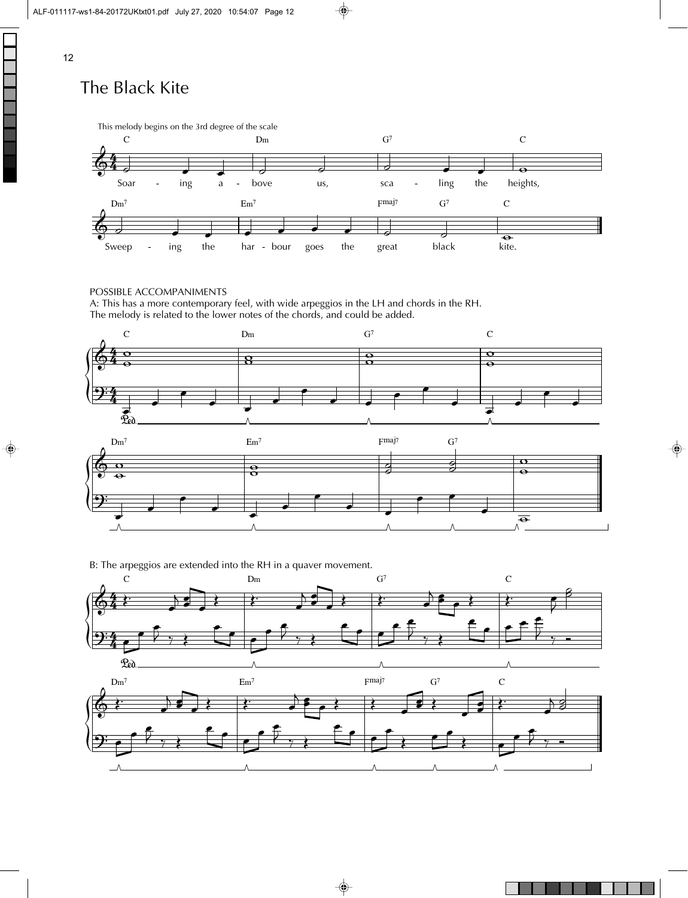# The Black Kite

This melody begins on the 3rd degree of the scale

C Dm G7 C

Soar - ing a - bove us, sca - ling the heights,

Dm7 Em7 Fmaj7 G7 C

Sweep - ing the har - bour goes the great black kite.

POSSIBLE ACCOMPANIMENTS

A: This has a more contemporary feel, with wide arpeggios in the LH and chords in the RH.
The melody is related to the lower notes of the chords, and could be added.

B: The arpeggios are extended into the RH in a quaver movement.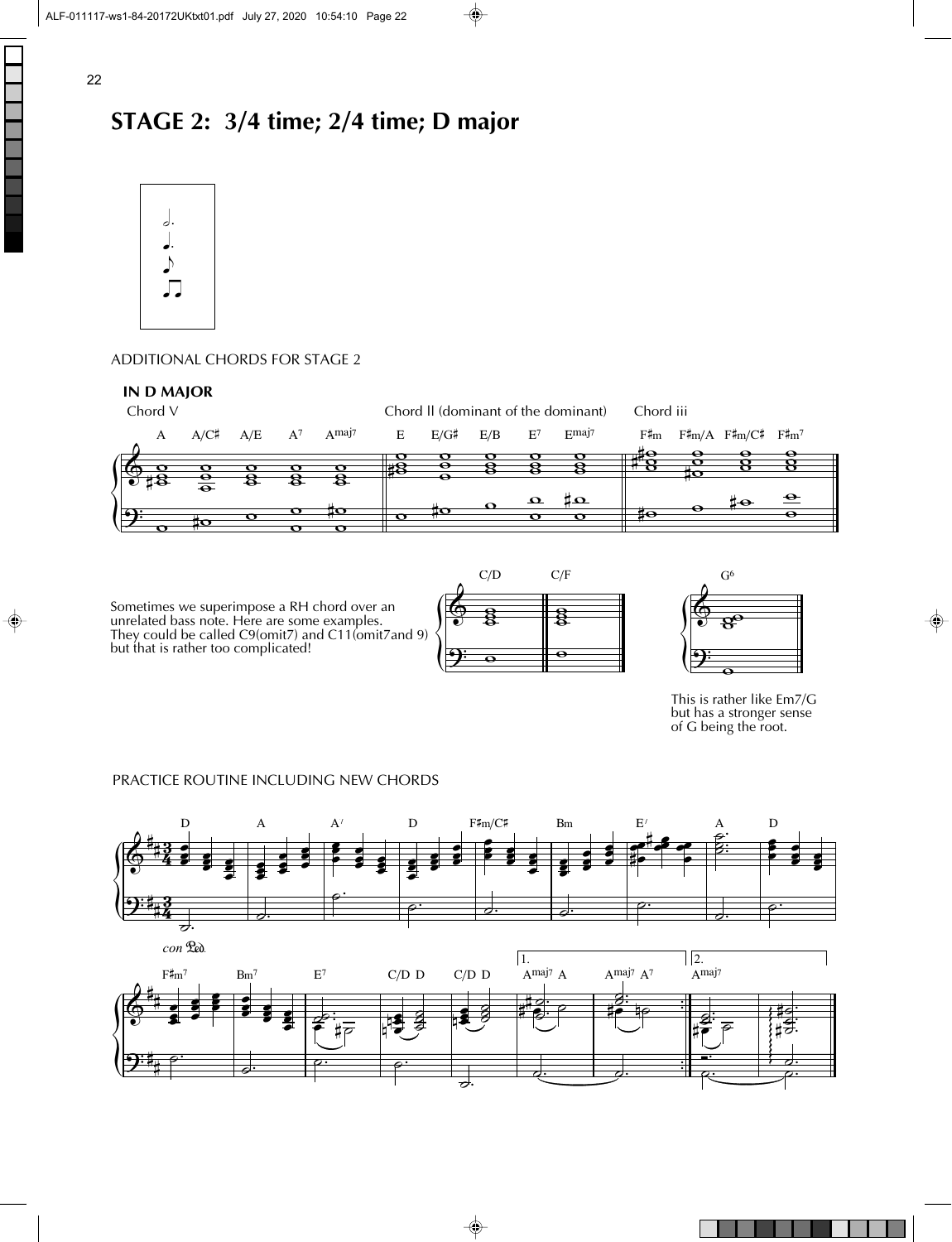# STAGE 2: 3/4 time; 2/4 time; D major

ADDITIONAL CHORDS FOR STAGE 2

**IN D MAJOR**

Chord V — A, A/C♯, A/E, A7, Amaj7

Chord II (dominant of the dominant) — E, E/G♯, E/B, E7, Emaj7

Chord iii — F♯m, F♯m/A, F♯m/C♯, F♯m7

Sometimes we superimpose a RH chord over an unrelated bass note. Here are some examples. They could be called C9(omit7) and C11(omit7and 9) but that is rather too complicated!

C/D C/F

G6

This is rather like Em7/G but has a stronger sense of G being the root.

PRACTICE ROUTINE INCLUDING NEW CHORDS

D A A7 D F♯m/C♯ Bm E7 A D

*con Ped.*

F♯m7 Bm7 E7 C/D D C/D D Amaj7 A Amaj7 A7 Amaj7